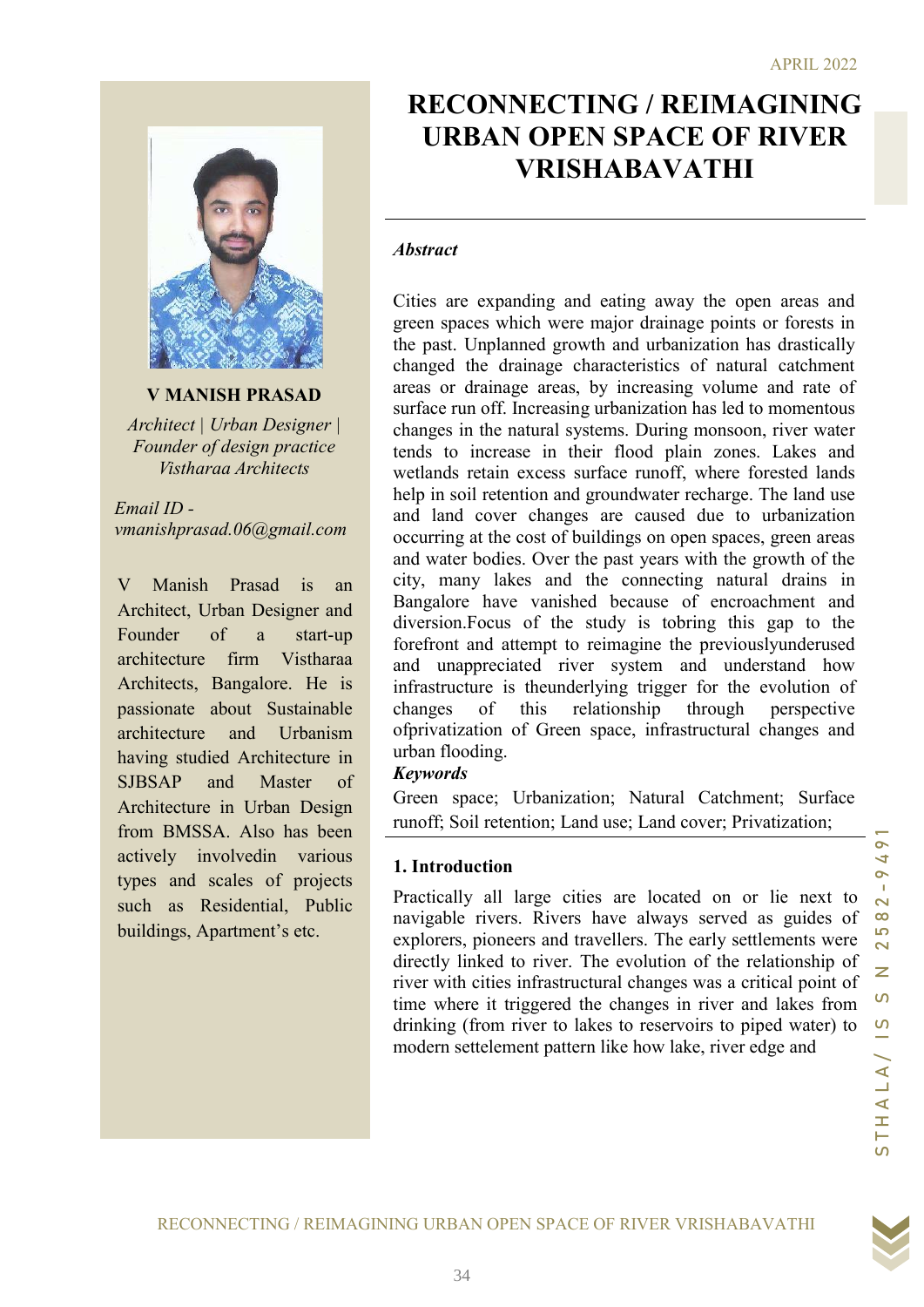# RECONNECTING / REIMAGINING URBAN OPEN SPACE OF RIVER VRISHABAVATHI

**V MANISH PRASAD**

*Architect | Urban Designer | Founder of design practice Vistharaa Architects*

*Email ID - vmanishprasad.06@gmail.com*

V Manish Prasad is an Architect, Urban Designer and Founder of a start-up architecture firm Vistharaa Architects, Bangalore. He is passionate about Sustainable architecture and Urbanism having studied Architecture in SJBSAP and Master of Architecture in Urban Design from BMSSA. Also has been actively involvedin various types and scales of projects such as Residential, Public buildings, Apartment's etc.

### *Abstract*

Cities are expanding and eating away the open areas and green spaces which were major drainage points or forests in the past. Unplanned growth and urbanization has drastically changed the drainage characteristics of natural catchment areas or drainage areas, by increasing volume and rate of surface run off. Increasing urbanization has led to momentous changes in the natural systems. During monsoon, river water tends to increase in their flood plain zones. Lakes and wetlands retain excess surface runoff, where forested lands help in soil retention and groundwater recharge. The land use and land cover changes are caused due to urbanization occurring at the cost of buildings on open spaces, green areas and water bodies. Over the past years with the growth of the city, many lakes and the connecting natural drains in Bangalore have vanished because of encroachment and diversion.Focus of the study is tobring this gap to the forefront and attempt to reimagine the previouslyunderused and unappreciated river system and understand how infrastructure is theunderlying trigger for the evolution of changes of this relationship through perspective ofprivatization of Green space, infrastructural changes and urban flooding.

***Keywords***

Green space; Urbanization; Natural Catchment; Surface runoff; Soil retention; Land use; Land cover; Privatization;

## 1. Introduction

Practically all large cities are located on or lie next to navigable rivers. Rivers have always served as guides of explorers, pioneers and travellers. The early settlements were directly linked to river. The evolution of the relationship of river with cities infrastructural changes was a critical point of time where it triggered the changes in river and lakes from drinking (from river to lakes to reservoirs to piped water) to modern settelement pattern like how lake, river edge and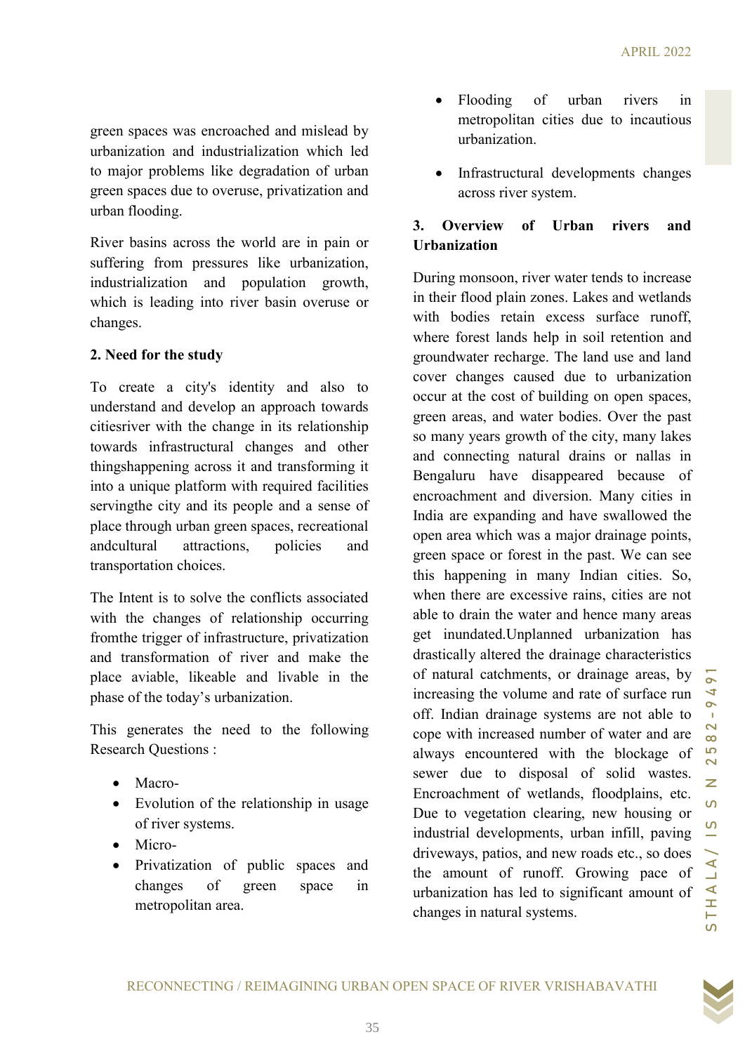green spaces was encroached and mislead by urbanization and industrialization which led to major problems like degradation of urban green spaces due to overuse, privatization and urban flooding.

River basins across the world are in pain or suffering from pressures like urbanization, industrialization and population growth, which is leading into river basin overuse or changes.

**2. Need for the study**

To create a city's identity and also to understand and develop an approach towards citiesriver with the change in its relationship towards infrastructural changes and other thingshappening across it and transforming it into a unique platform with required facilities servingthe city and its people and a sense of place through urban green spaces, recreational andcultural attractions, policies and transportation choices.

The Intent is to solve the conflicts associated with the changes of relationship occurring fromthe trigger of infrastructure, privatization and transformation of river and make the place aviable, likeable and livable in the phase of the today's urbanization.

This generates the need to the following Research Questions :

- Macro-
- Evolution of the relationship in usage of river systems.
- Micro-
- Privatization of public spaces and changes of green space in metropolitan area.
- Flooding of urban rivers in metropolitan cities due to incautious urbanization.
- Infrastructural developments changes across river system.

**3. Overview of Urban rivers and Urbanization**

During monsoon, river water tends to increase in their flood plain zones. Lakes and wetlands with bodies retain excess surface runoff, where forest lands help in soil retention and groundwater recharge. The land use and land cover changes caused due to urbanization occur at the cost of building on open spaces, green areas, and water bodies. Over the past so many years growth of the city, many lakes and connecting natural drains or nallas in Bengaluru have disappeared because of encroachment and diversion. Many cities in India are expanding and have swallowed the open area which was a major drainage points, green space or forest in the past. We can see this happening in many Indian cities. So, when there are excessive rains, cities are not able to drain the water and hence many areas get inundated.Unplanned urbanization has drastically altered the drainage characteristics of natural catchments, or drainage areas, by increasing the volume and rate of surface run off. Indian drainage systems are not able to cope with increased number of water and are always encountered with the blockage of sewer due to disposal of solid wastes. Encroachment of wetlands, floodplains, etc. Due to vegetation clearing, new housing or industrial developments, urban infill, paving driveways, patios, and new roads etc., so does the amount of runoff. Growing pace of urbanization has led to significant amount of changes in natural systems.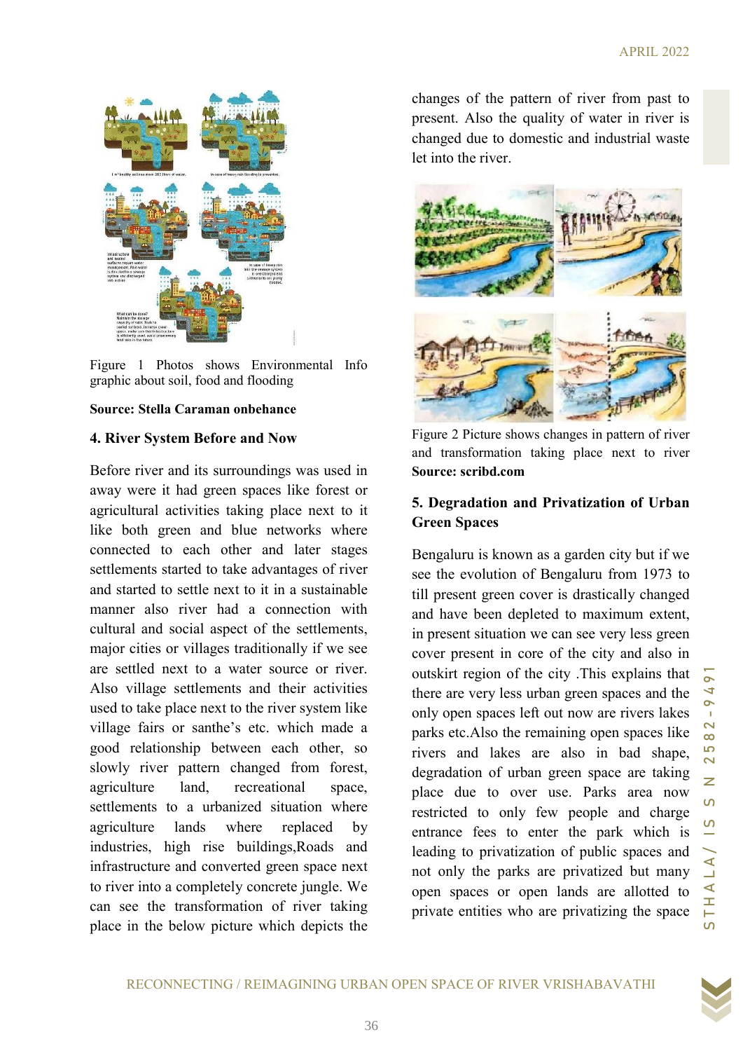Figure 1 Photos shows Environmental Info graphic about soil, food and flooding

**Source: Stella Caraman onbehance**

## 4. River System Before and Now

Before river and its surroundings was used in away were it had green spaces like forest or agricultural activities taking place next to it like both green and blue networks where connected to each other and later stages settlements started to take advantages of river and started to settle next to it in a sustainable manner also river had a connection with cultural and social aspect of the settlements, major cities or villages traditionally if we see are settled next to a water source or river. Also village settlements and their activities used to take place next to the river system like village fairs or santhe's etc. which made a good relationship between each other, so slowly river pattern changed from forest, agriculture land, recreational space, settlements to a urbanized situation where agriculture lands where replaced by industries, high rise buildings,Roads and infrastructure and converted green space next to river into a completely concrete jungle. We can see the transformation of river taking place in the below picture which depicts the changes of the pattern of river from past to present. Also the quality of water in river is changed due to domestic and industrial waste let into the river.

Figure 2 Picture shows changes in pattern of river and transformation taking place next to river **Source: scribd.com**

## 5. Degradation and Privatization of Urban Green Spaces

Bengaluru is known as a garden city but if we see the evolution of Bengaluru from 1973 to till present green cover is drastically changed and have been depleted to maximum extent, in present situation we can see very less green cover present in core of the city and also in outskirt region of the city .This explains that there are very less urban green spaces and the only open spaces left out now are rivers lakes parks etc.Also the remaining open spaces like rivers and lakes are also in bad shape, degradation of urban green space are taking place due to over use. Parks area now restricted to only few people and charge entrance fees to enter the park which is leading to privatization of public spaces and not only the parks are privatized but many open spaces or open lands are allotted to private entities who are privatizing the space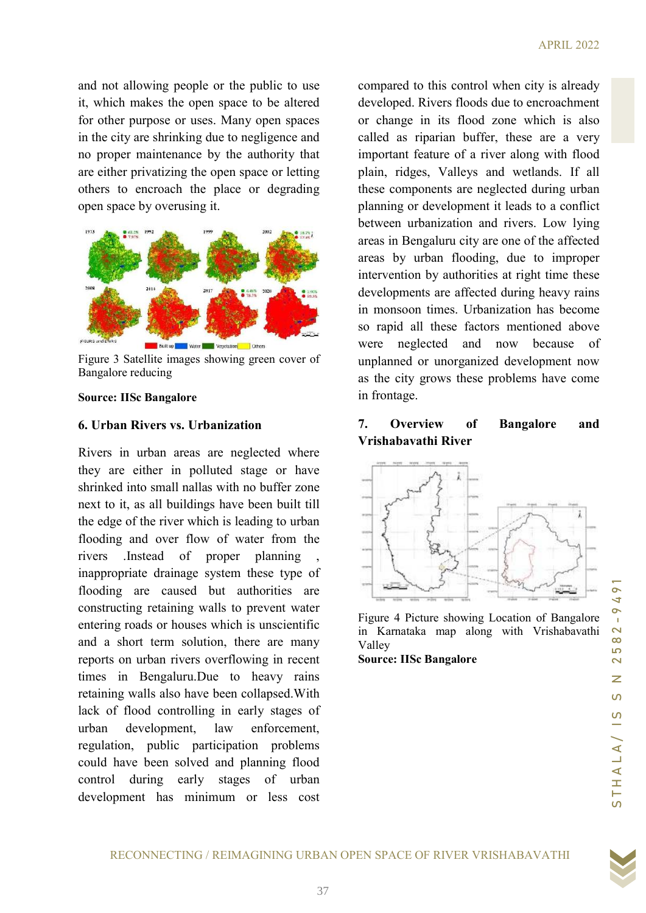and not allowing people or the public to use it, which makes the open space to be altered for other purpose or uses. Many open spaces in the city are shrinking due to negligence and no proper maintenance by the authority that are either privatizing the open space or letting others to encroach the place or degrading open space by overusing it.

Figure 3 Satellite images showing green cover of Bangalore reducing

**Source: IISc Bangalore**

### 6. Urban Rivers vs. Urbanization

Rivers in urban areas are neglected where they are either in polluted stage or have shrinked into small nallas with no buffer zone next to it, as all buildings have been built till the edge of the river which is leading to urban flooding and over flow of water from the rivers .Instead of proper planning , inappropriate drainage system these type of flooding are caused but authorities are constructing retaining walls to prevent water entering roads or houses which is unscientific and a short term solution, there are many reports on urban rivers overflowing in recent times in Bengaluru.Due to heavy rains retaining walls also have been collapsed.With lack of flood controlling in early stages of urban development, law enforcement, regulation, public participation problems could have been solved and planning flood control during early stages of urban development has minimum or less cost compared to this control when city is already developed. Rivers floods due to encroachment or change in its flood zone which is also called as riparian buffer, these are a very important feature of a river along with flood plain, ridges, Valleys and wetlands. If all these components are neglected during urban planning or development it leads to a conflict between urbanization and rivers. Low lying areas in Bengaluru city are one of the affected areas by urban flooding, due to improper intervention by authorities at right time these developments are affected during heavy rains in monsoon times. Urbanization has become so rapid all these factors mentioned above were neglected and now because of unplanned or unorganized development now as the city grows these problems have come in frontage.

### 7. Overview of Bangalore and Vrishabavathi River

Figure 4 Picture showing Location of Bangalore in Karnataka map along with Vrishabavathi Valley

**Source: IISc Bangalore**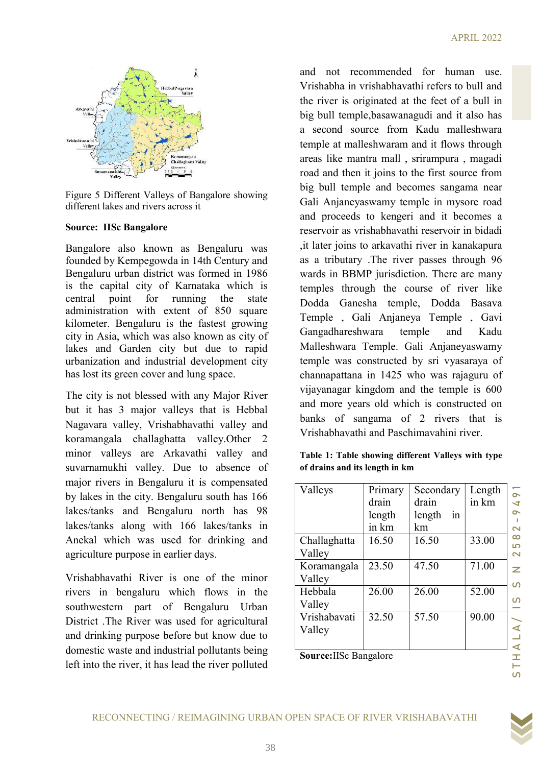Figure 5 Different Valleys of Bangalore showing different lakes and rivers across it

**Source: IISc Bangalore**

Bangalore also known as Bengaluru was founded by Kempegowda in 14th Century and Bengaluru urban district was formed in 1986 is the capital city of Karnataka which is central point for running the state administration with extent of 850 square kilometer. Bengaluru is the fastest growing city in Asia, which was also known as city of lakes and Garden city but due to rapid urbanization and industrial development city has lost its green cover and lung space.

The city is not blessed with any Major River but it has 3 major valleys that is Hebbal Nagavara valley, Vrishabhavathi valley and koramangala challaghatta valley.Other 2 minor valleys are Arkavathi valley and suvarnamukhi valley. Due to absence of major rivers in Bengaluru it is compensated by lakes in the city. Bengaluru south has 166 lakes/tanks and Bengaluru north has 98 lakes/tanks along with 166 lakes/tanks in Anekal which was used for drinking and agriculture purpose in earlier days.

Vrishabhavathi River is one of the minor rivers in bengaluru which flows in the southwestern part of Bengaluru Urban District .The River was used for agricultural and drinking purpose before but know due to domestic waste and industrial pollutants being left into the river, it has lead the river polluted and not recommended for human use. Vrishabha in vrishabhavathi refers to bull and the river is originated at the feet of a bull in big bull temple,basawanagudi and it also has a second source from Kadu malleshwara temple at malleshwaram and it flows through areas like mantra mall , srirampura , magadi road and then it joins to the first source from big bull temple and becomes sangama near Gali Anjaneyaswamy temple in mysore road and proceeds to kengeri and it becomes a reservoir as vrishabhavathi reservoir in bidadi ,it later joins to arkavathi river in kanakapura as a tributary .The river passes through 96 wards in BBMP jurisdiction. There are many temples through the course of river like Dodda Ganesha temple, Dodda Basava Temple , Gali Anjaneya Temple , Gavi Gangadhareshwara temple and Kadu Malleshwara Temple. Gali Anjaneyaswamy temple was constructed by sri vyasaraya of channapattana in 1425 who was rajaguru of vijayanagar kingdom and the temple is 600 and more years old which is constructed on banks of sangama of 2 rivers that is Vrishabhavathi and Paschimavahini river.

**Table 1: Table showing different Valleys with type of drains and its length in km**

| Valleys | Primary drain length in km | Secondary drain length in km | Length in km |
|---|---|---|---|
| Challaghatta Valley | 16.50 | 16.50 | 33.00 |
| Koramangala Valley | 23.50 | 47.50 | 71.00 |
| Hebbala Valley | 26.00 | 26.00 | 52.00 |
| Vrishabavati Valley | 32.50 | 57.50 | 90.00 |

**Source:**IISc Bangalore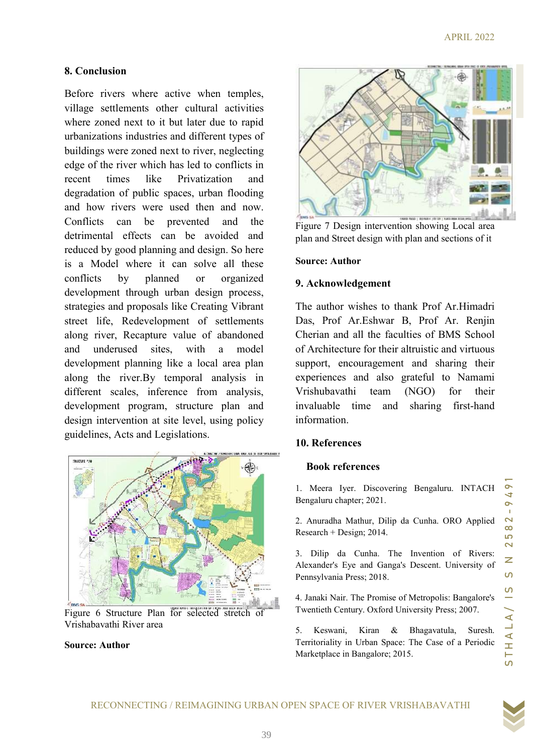## 8. Conclusion

Before rivers where active when temples, village settlements other cultural activities where zoned next to it but later due to rapid urbanizations industries and different types of buildings were zoned next to river, neglecting edge of the river which has led to conflicts in recent times like Privatization and degradation of public spaces, urban flooding and how rivers were used then and now. Conflicts can be prevented and the detrimental effects can be avoided and reduced by good planning and design. So here is a Model where it can solve all these conflicts by planned or organized development through urban design process, strategies and proposals like Creating Vibrant street life, Redevelopment of settlements along river, Recapture value of abandoned and underused sites, with a model development planning like a local area plan along the river.By temporal analysis in different scales, inference from analysis, development program, structure plan and design intervention at site level, using policy guidelines, Acts and Legislations.

Figure 6 Structure Plan for selected stretch of Vrishabavathi River area

**Source: Author**

Figure 7 Design intervention showing Local area plan and Street design with plan and sections of it

**Source: Author**

## 9. Acknowledgement

The author wishes to thank Prof Ar.Himadri Das, Prof Ar.Eshwar B, Prof Ar. Renjin Cherian and all the faculties of BMS School of Architecture for their altruistic and virtuous support, encouragement and sharing their experiences and also grateful to Namami Vrishubavathi team (NGO) for their invaluable time and sharing first-hand information.

## 10. References

### Book references

1. Meera Iyer. Discovering Bengaluru. INTACH Bengaluru chapter; 2021.

2. Anuradha Mathur, Dilip da Cunha. ORO Applied Research + Design; 2014.

3. Dilip da Cunha. The Invention of Rivers: Alexander's Eye and Ganga's Descent. University of Pennsylvania Press; 2018.

4. Janaki Nair. The Promise of Metropolis: Bangalore's Twentieth Century. Oxford University Press; 2007.

5. Keswani, Kiran & Bhagavatula, Suresh. Territoriality in Urban Space: The Case of a Periodic Marketplace in Bangalore; 2015.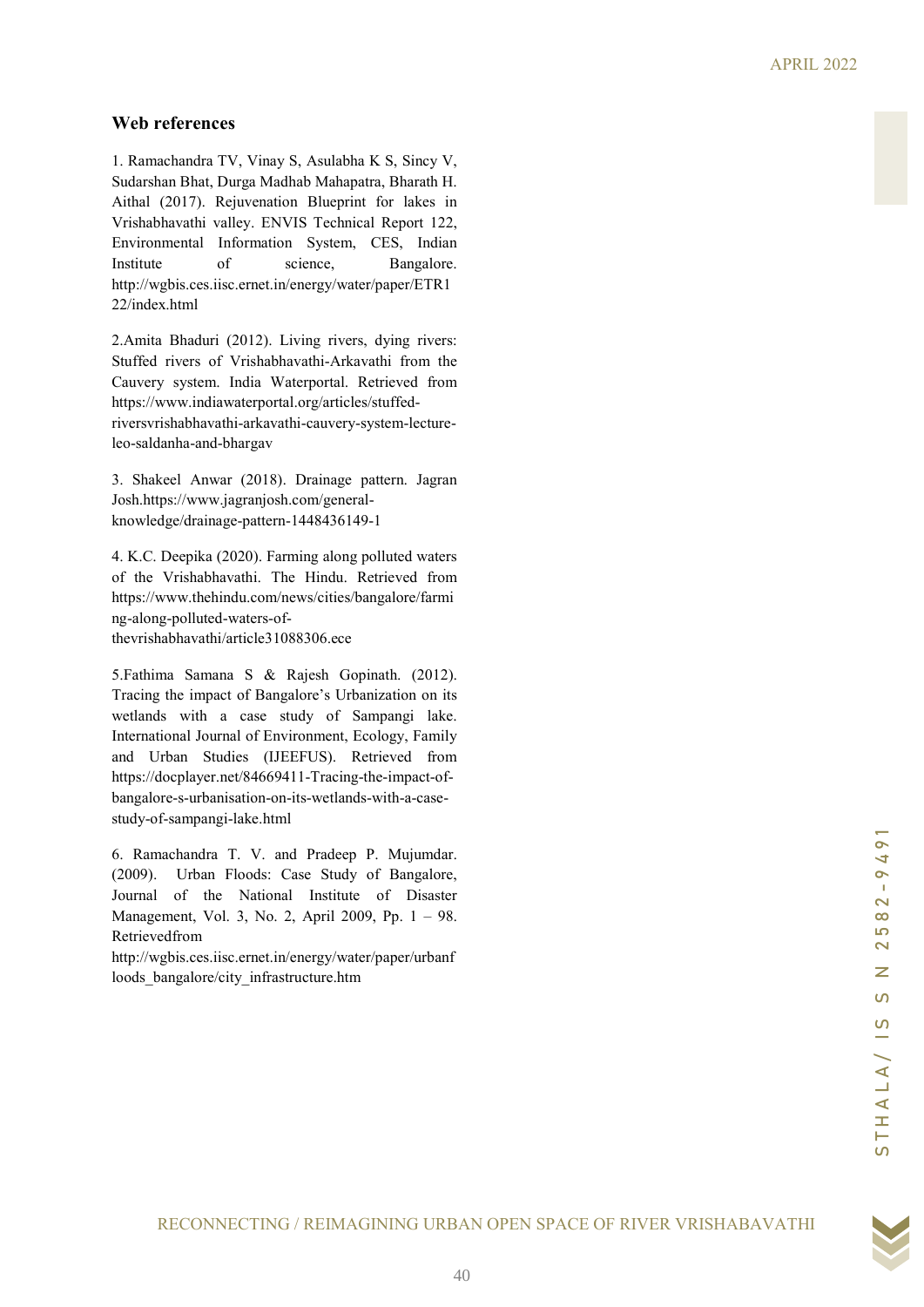## Web references

1. Ramachandra TV, Vinay S, Asulabha K S, Sincy V, Sudarshan Bhat, Durga Madhab Mahapatra, Bharath H. Aithal (2017). Rejuvenation Blueprint for lakes in Vrishabhavathi valley. ENVIS Technical Report 122, Environmental Information System, CES, Indian Institute of science, Bangalore. http://wgbis.ces.iisc.ernet.in/energy/water/paper/ETR122/index.html

2.Amita Bhaduri (2012). Living rivers, dying rivers: Stuffed rivers of Vrishabhavathi-Arkavathi from the Cauvery system. India Waterportal. Retrieved from https://www.indiawaterportal.org/articles/stuffed-riversvrishabhavathi-arkavathi-cauvery-system-lecture-leo-saldanha-and-bhargav

3. Shakeel Anwar (2018). Drainage pattern. Jagran Josh.https://www.jagranjosh.com/general-knowledge/drainage-pattern-1448436149-1

4. K.C. Deepika (2020). Farming along polluted waters of the Vrishabhavathi. The Hindu. Retrieved from https://www.thehindu.com/news/cities/bangalore/farming-along-polluted-waters-of-thevrishabhavathi/article31088306.ece

5.Fathima Samana S & Rajesh Gopinath. (2012). Tracing the impact of Bangalore's Urbanization on its wetlands with a case study of Sampangi lake. International Journal of Environment, Ecology, Family and Urban Studies (IJEEFUS). Retrieved from https://docplayer.net/84669411-Tracing-the-impact-of-bangalore-s-urbanisation-on-its-wetlands-with-a-case-study-of-sampangi-lake.html

6. Ramachandra T. V. and Pradeep P. Mujumdar. (2009). Urban Floods: Case Study of Bangalore, Journal of the National Institute of Disaster Management, Vol. 3, No. 2, April 2009, Pp. 1 – 98. Retrievedfrom http://wgbis.ces.iisc.ernet.in/energy/water/paper/urbanfloods_bangalore/city_infrastructure.htm